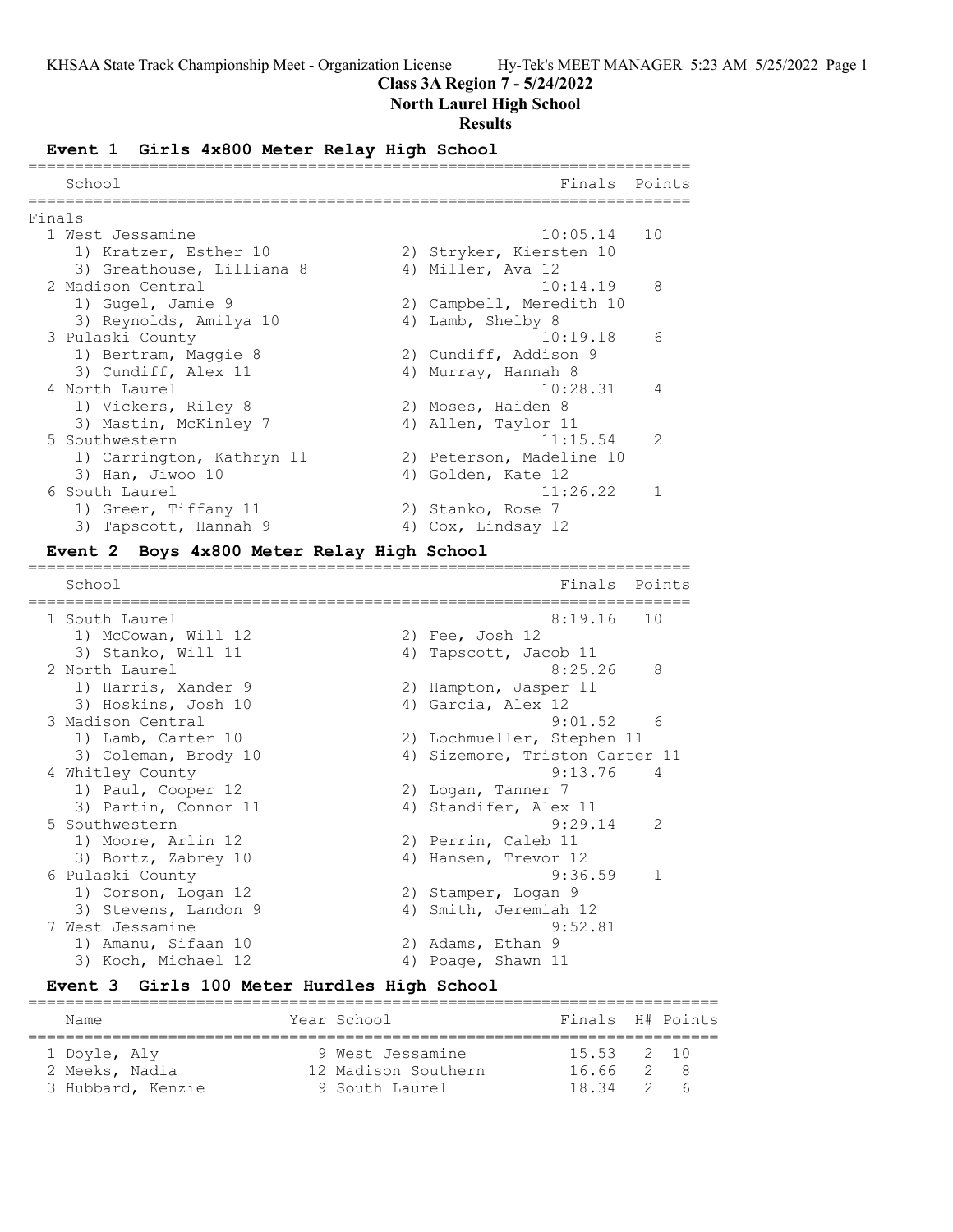# Class 3A Region 7 - 5/24/2022

## North Laurel High School

### Results

#### Event 1 Girls 4x800 Meter Relay High School

| School | Finals | Points |
|---|---|---|
| **Finals** | | |
| 1 West Jessamine | 10:05.14 | 10 |
| 1) Kratzer, Esther 10; 2) Stryker, Kiersten 10; 3) Greathouse, Lilliana 8; 4) Miller, Ava 12 | | |
| 2 Madison Central | 10:14.19 | 8 |
| 1) Gugel, Jamie 9; 2) Campbell, Meredith 10; 3) Reynolds, Amilya 10; 4) Lamb, Shelby 8 | | |
| 3 Pulaski County | 10:19.18 | 6 |
| 1) Bertram, Maggie 8; 2) Cundiff, Addison 9; 3) Cundiff, Alex 11; 4) Murray, Hannah 8 | | |
| 4 North Laurel | 10:28.31 | 4 |
| 1) Vickers, Riley 8; 2) Moses, Haiden 8; 3) Mastin, McKinley 7; 4) Allen, Taylor 11 | | |
| 5 Southwestern | 11:15.54 | 2 |
| 1) Carrington, Kathryn 11; 2) Peterson, Madeline 10; 3) Han, Jiwoo 10; 4) Golden, Kate 12 | | |
| 6 South Laurel | 11:26.22 | 1 |
| 1) Greer, Tiffany 11; 2) Stanko, Rose 7; 3) Tapscott, Hannah 9; 4) Cox, Lindsay 12 | | |

#### Event 2 Boys 4x800 Meter Relay High School

| School | Finals | Points |
|---|---|---|
| 1 South Laurel | 8:19.16 | 10 |
| 1) McCowan, Will 12; 2) Fee, Josh 12; 3) Stanko, Will 11; 4) Tapscott, Jacob 11 | | |
| 2 North Laurel | 8:25.26 | 8 |
| 1) Harris, Xander 9; 2) Hampton, Jasper 11; 3) Hoskins, Josh 10; 4) Garcia, Alex 12 | | |
| 3 Madison Central | 9:01.52 | 6 |
| 1) Lamb, Carter 10; 2) Lochmueller, Stephen 11; 3) Coleman, Brody 10; 4) Sizemore, Triston Carter 11 | | |
| 4 Whitley County | 9:13.76 | 4 |
| 1) Paul, Cooper 12; 2) Logan, Tanner 7; 3) Partin, Connor 11; 4) Standifer, Alex 11 | | |
| 5 Southwestern | 9:29.14 | 2 |
| 1) Moore, Arlin 12; 2) Perrin, Caleb 11; 3) Bortz, Zabrey 10; 4) Hansen, Trevor 12 | | |
| 6 Pulaski County | 9:36.59 | 1 |
| 1) Corson, Logan 12; 2) Stamper, Logan 9; 3) Stevens, Landon 9; 4) Smith, Jeremiah 12 | | |
| 7 West Jessamine | 9:52.81 | |
| 1) Amanu, Sifaan 10; 2) Adams, Ethan 9; 3) Koch, Michael 12; 4) Poage, Shawn 11 | | |

#### Event 3 Girls 100 Meter Hurdles High School

| Name | Year | School | Finals | H# | Points |
|---|---|---|---|---|---|
| 1 Doyle, Aly | 9 | West Jessamine | 15.53 | 2 | 10 |
| 2 Meeks, Nadia | 12 | Madison Southern | 16.66 | 2 | 8 |
| 3 Hubbard, Kenzie | 9 | South Laurel | 18.34 | 2 | 6 |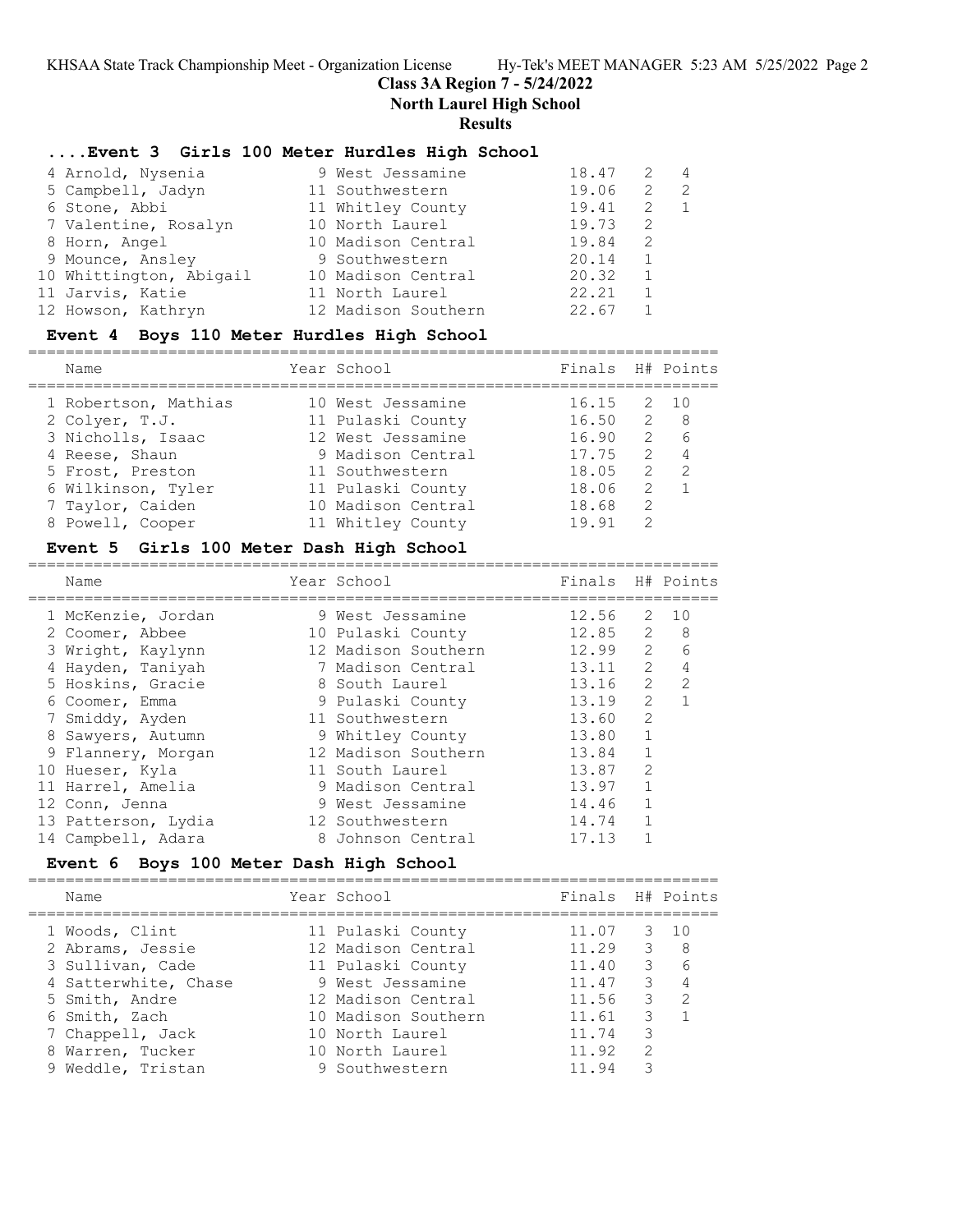### ....Event 3 Girls 100 Meter Hurdles High School

| | | | | | |
|---|---|---|---|---|---|
| 4 | Arnold, Nysenia | 9 West Jessamine | 18.47 | 2 | 4 |
| 5 | Campbell, Jadyn | 11 Southwestern | 19.06 | 2 | 2 |
| 6 | Stone, Abbi | 11 Whitley County | 19.41 | 2 | 1 |
| 7 | Valentine, Rosalyn | 10 North Laurel | 19.73 | 2 | |
| 8 | Horn, Angel | 10 Madison Central | 19.84 | 2 | |
| 9 | Mounce, Ansley | 9 Southwestern | 20.14 | 1 | |
| 10 | Whittington, Abigail | 10 Madison Central | 20.32 | 1 | |
| 11 | Jarvis, Katie | 11 North Laurel | 22.21 | 1 | |
| 12 | Howson, Kathryn | 12 Madison Southern | 22.67 | 1 | |

### Event 4 Boys 110 Meter Hurdles High School

| | Name | Year School | Finals | H# | Points |
|---|---|---|---|---|---|
| 1 | Robertson, Mathias | 10 West Jessamine | 16.15 | 2 | 10 |
| 2 | Colyer, T.J. | 11 Pulaski County | 16.50 | 2 | 8 |
| 3 | Nicholls, Isaac | 12 West Jessamine | 16.90 | 2 | 6 |
| 4 | Reese, Shaun | 9 Madison Central | 17.75 | 2 | 4 |
| 5 | Frost, Preston | 11 Southwestern | 18.05 | 2 | 2 |
| 6 | Wilkinson, Tyler | 11 Pulaski County | 18.06 | 2 | 1 |
| 7 | Taylor, Caiden | 10 Madison Central | 18.68 | 2 | |
| 8 | Powell, Cooper | 11 Whitley County | 19.91 | 2 | |

### Event 5 Girls 100 Meter Dash High School

| | Name | Year School | Finals | H# | Points |
|---|---|---|---|---|---|
| 1 | McKenzie, Jordan | 9 West Jessamine | 12.56 | 2 | 10 |
| 2 | Coomer, Abbee | 10 Pulaski County | 12.85 | 2 | 8 |
| 3 | Wright, Kaylynn | 12 Madison Southern | 12.99 | 2 | 6 |
| 4 | Hayden, Taniyah | 7 Madison Central | 13.11 | 2 | 4 |
| 5 | Hoskins, Gracie | 8 South Laurel | 13.16 | 2 | 2 |
| 6 | Coomer, Emma | 9 Pulaski County | 13.19 | 2 | 1 |
| 7 | Smiddy, Ayden | 11 Southwestern | 13.60 | 2 | |
| 8 | Sawyers, Autumn | 9 Whitley County | 13.80 | 1 | |
| 9 | Flannery, Morgan | 12 Madison Southern | 13.84 | 1 | |
| 10 | Hueser, Kyla | 11 South Laurel | 13.87 | 2 | |
| 11 | Harrel, Amelia | 9 Madison Central | 13.97 | 1 | |
| 12 | Conn, Jenna | 9 West Jessamine | 14.46 | 1 | |
| 13 | Patterson, Lydia | 12 Southwestern | 14.74 | 1 | |
| 14 | Campbell, Adara | 8 Johnson Central | 17.13 | 1 | |

### Event 6 Boys 100 Meter Dash High School

| | Name | Year School | Finals | H# | Points |
|---|---|---|---|---|---|
| 1 | Woods, Clint | 11 Pulaski County | 11.07 | 3 | 10 |
| 2 | Abrams, Jessie | 12 Madison Central | 11.29 | 3 | 8 |
| 3 | Sullivan, Cade | 11 Pulaski County | 11.40 | 3 | 6 |
| 4 | Satterwhite, Chase | 9 West Jessamine | 11.47 | 3 | 4 |
| 5 | Smith, Andre | 12 Madison Central | 11.56 | 3 | 2 |
| 6 | Smith, Zach | 10 Madison Southern | 11.61 | 3 | 1 |
| 7 | Chappell, Jack | 10 North Laurel | 11.74 | 3 | |
| 8 | Warren, Tucker | 10 North Laurel | 11.92 | 2 | |
| 9 | Weddle, Tristan | 9 Southwestern | 11.94 | 3 | |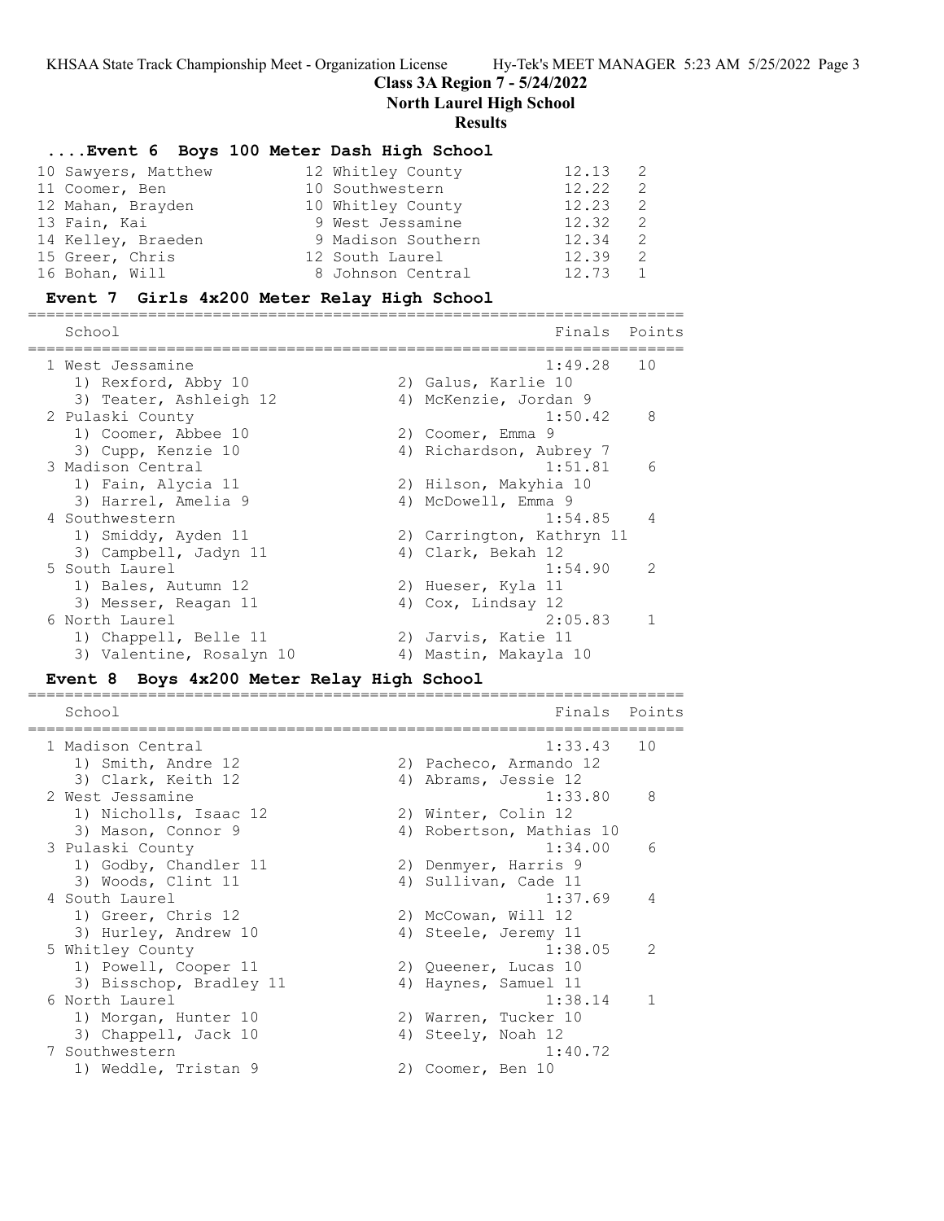**Class 3A Region 7 - 5/24/2022**
**North Laurel High School**
**Results**

### ....Event 6 Boys 100 Meter Dash High School

| | | | | | |
|---|---|---|---|---|---|
| 10 | Sawyers, Matthew | 12 | Whitley County | 12.13 | 2 |
| 11 | Coomer, Ben | 10 | Southwestern | 12.22 | 2 |
| 12 | Mahan, Brayden | 10 | Whitley County | 12.23 | 2 |
| 13 | Fain, Kai | 9 | West Jessamine | 12.32 | 2 |
| 14 | Kelley, Braeden | 9 | Madison Southern | 12.34 | 2 |
| 15 | Greer, Chris | 12 | South Laurel | 12.39 | 2 |
| 16 | Bohan, Will | 8 | Johnson Central | 12.73 | 1 |

### Event 7 Girls 4x200 Meter Relay High School

| School | Finals | Points |
|---|---|---|
| 1 West Jessamine | 1:49.28 | 10 |
| 1) Rexford, Abby 10; 2) Galus, Karlie 10; 3) Teater, Ashleigh 12; 4) McKenzie, Jordan 9 | | |
| 2 Pulaski County | 1:50.42 | 8 |
| 1) Coomer, Abbee 10; 2) Coomer, Emma 9; 3) Cupp, Kenzie 10; 4) Richardson, Aubrey 7 | | |
| 3 Madison Central | 1:51.81 | 6 |
| 1) Fain, Alycia 11; 2) Hilson, Makyhia 10; 3) Harrel, Amelia 9; 4) McDowell, Emma 9 | | |
| 4 Southwestern | 1:54.85 | 4 |
| 1) Smiddy, Ayden 11; 2) Carrington, Kathryn 11; 3) Campbell, Jadyn 11; 4) Clark, Bekah 12 | | |
| 5 South Laurel | 1:54.90 | 2 |
| 1) Bales, Autumn 12; 2) Hueser, Kyla 11; 3) Messer, Reagan 11; 4) Cox, Lindsay 12 | | |
| 6 North Laurel | 2:05.83 | 1 |
| 1) Chappell, Belle 11; 2) Jarvis, Katie 11; 3) Valentine, Rosalyn 10; 4) Mastin, Makayla 10 | | |

### Event 8 Boys 4x200 Meter Relay High School

| School | Finals | Points |
|---|---|---|
| 1 Madison Central | 1:33.43 | 10 |
| 1) Smith, Andre 12; 2) Pacheco, Armando 12; 3) Clark, Keith 12; 4) Abrams, Jessie 12 | | |
| 2 West Jessamine | 1:33.80 | 8 |
| 1) Nicholls, Isaac 12; 2) Winter, Colin 12; 3) Mason, Connor 9; 4) Robertson, Mathias 10 | | |
| 3 Pulaski County | 1:34.00 | 6 |
| 1) Godby, Chandler 11; 2) Denmyer, Harris 9; 3) Woods, Clint 11; 4) Sullivan, Cade 11 | | |
| 4 South Laurel | 1:37.69 | 4 |
| 1) Greer, Chris 12; 2) McCowan, Will 12; 3) Hurley, Andrew 10; 4) Steele, Jeremy 11 | | |
| 5 Whitley County | 1:38.05 | 2 |
| 1) Powell, Cooper 11; 2) Queener, Lucas 10; 3) Bisschop, Bradley 11; 4) Haynes, Samuel 11 | | |
| 6 North Laurel | 1:38.14 | 1 |
| 1) Morgan, Hunter 10; 2) Warren, Tucker 10; 3) Chappell, Jack 10; 4) Steely, Noah 12 | | |
| 7 Southwestern | 1:40.72 | |
| 1) Weddle, Tristan 9; 2) Coomer, Ben 10 | | |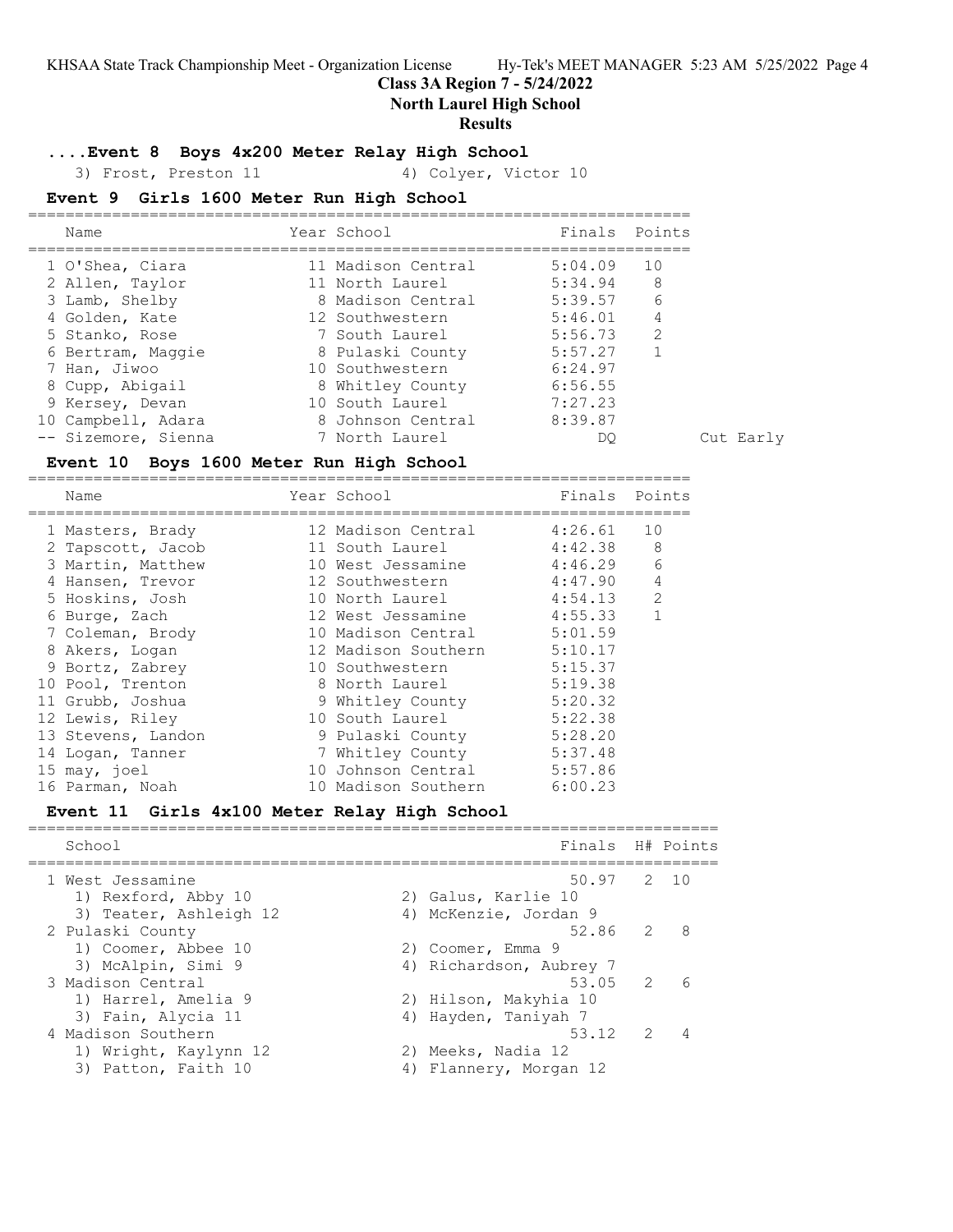## ....Event 8 Boys 4x200 Meter Relay High School

3) Frost, Preston 11 4) Colyer, Victor 10

## Event 9 Girls 1600 Meter Run High School

| Name | Year | School | Finals | Points | |
|---|---|---|---|---|---|
| 1 O'Shea, Ciara | 11 | Madison Central | 5:04.09 | 10 | |
| 2 Allen, Taylor | 11 | North Laurel | 5:34.94 | 8 | |
| 3 Lamb, Shelby | 8 | Madison Central | 5:39.57 | 6 | |
| 4 Golden, Kate | 12 | Southwestern | 5:46.01 | 4 | |
| 5 Stanko, Rose | 7 | South Laurel | 5:56.73 | 2 | |
| 6 Bertram, Maggie | 8 | Pulaski County | 5:57.27 | 1 | |
| 7 Han, Jiwoo | 10 | Southwestern | 6:24.97 | | |
| 8 Cupp, Abigail | 8 | Whitley County | 6:56.55 | | |
| 9 Kersey, Devan | 10 | South Laurel | 7:27.23 | | |
| 10 Campbell, Adara | 8 | Johnson Central | 8:39.87 | | |
| -- Sizemore, Sienna | 7 | North Laurel | DQ | | Cut Early |

## Event 10 Boys 1600 Meter Run High School

| Name | Year | School | Finals | Points |
|---|---|---|---|---|
| 1 Masters, Brady | 12 | Madison Central | 4:26.61 | 10 |
| 2 Tapscott, Jacob | 11 | South Laurel | 4:42.38 | 8 |
| 3 Martin, Matthew | 10 | West Jessamine | 4:46.29 | 6 |
| 4 Hansen, Trevor | 12 | Southwestern | 4:47.90 | 4 |
| 5 Hoskins, Josh | 10 | North Laurel | 4:54.13 | 2 |
| 6 Burge, Zach | 12 | West Jessamine | 4:55.33 | 1 |
| 7 Coleman, Brody | 10 | Madison Central | 5:01.59 | |
| 8 Akers, Logan | 12 | Madison Southern | 5:10.17 | |
| 9 Bortz, Zabrey | 10 | Southwestern | 5:15.37 | |
| 10 Pool, Trenton | 8 | North Laurel | 5:19.38 | |
| 11 Grubb, Joshua | 9 | Whitley County | 5:20.32 | |
| 12 Lewis, Riley | 10 | South Laurel | 5:22.38 | |
| 13 Stevens, Landon | 9 | Pulaski County | 5:28.20 | |
| 14 Logan, Tanner | 7 | Whitley County | 5:37.48 | |
| 15 may, joel | 10 | Johnson Central | 5:57.86 | |
| 16 Parman, Noah | 10 | Madison Southern | 6:00.23 | |

## Event 11 Girls 4x100 Meter Relay High School

| School | Finals | H# | Points |
|---|---|---|---|
| 1 West Jessamine | 50.97 | 2 | 10 |
| 1) Rexford, Abby 10; 2) Galus, Karlie 10; 3) Teater, Ashleigh 12; 4) McKenzie, Jordan 9 | | | |
| 2 Pulaski County | 52.86 | 2 | 8 |
| 1) Coomer, Abbee 10; 2) Coomer, Emma 9; 3) McAlpin, Simi 9; 4) Richardson, Aubrey 7 | | | |
| 3 Madison Central | 53.05 | 2 | 6 |
| 1) Harrel, Amelia 9; 2) Hilson, Makyhia 10; 3) Fain, Alycia 11; 4) Hayden, Taniyah 7 | | | |
| 4 Madison Southern | 53.12 | 2 | 4 |
| 1) Wright, Kaylynn 12; 2) Meeks, Nadia 12; 3) Patton, Faith 10; 4) Flannery, Morgan 12 | | | |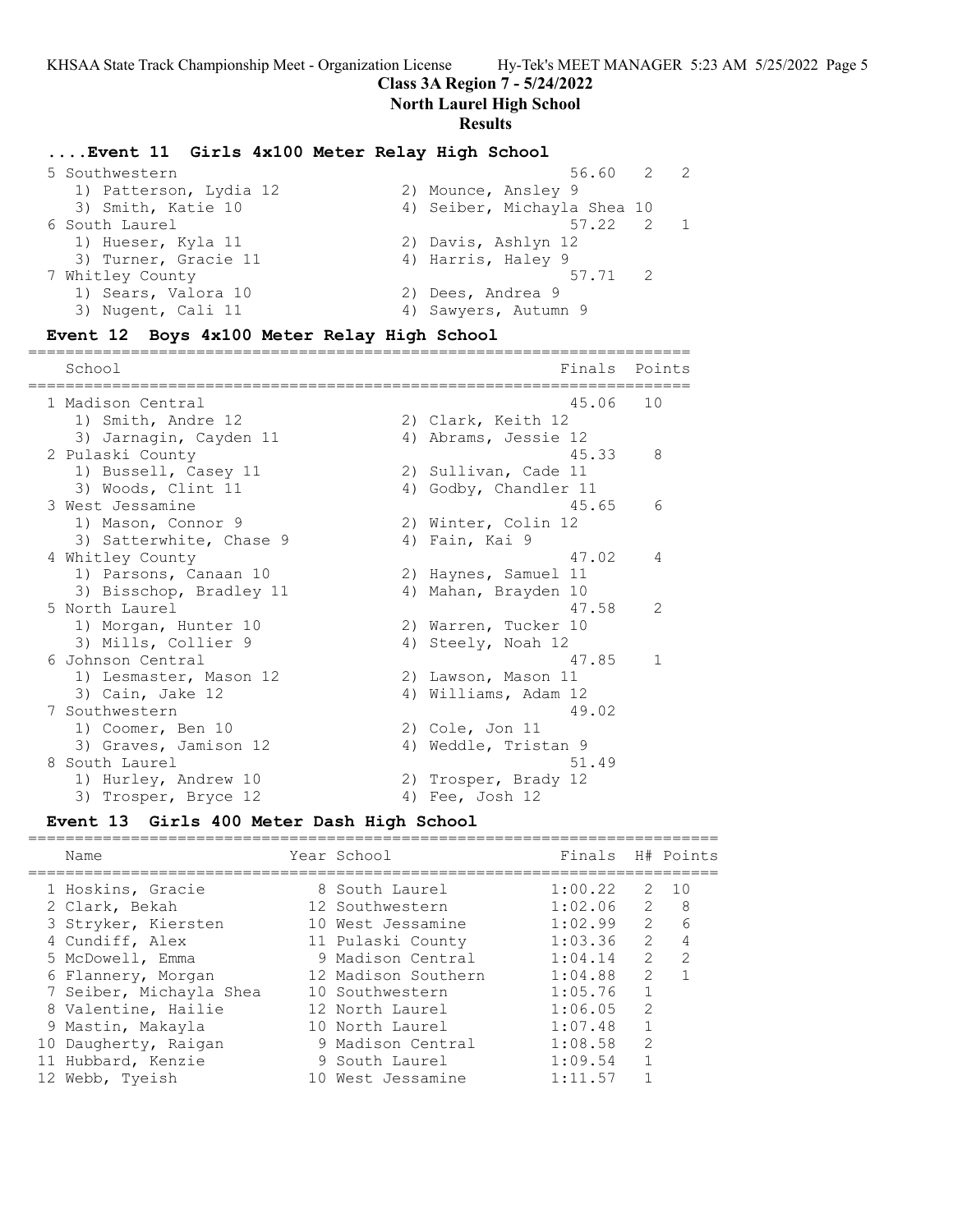**Class 3A Region 7 - 5/24/2022**

**North Laurel High School**

**Results**

## ....Event 11 Girls 4x100 Meter Relay High School

| School | Finals | H# | Points |
|---|---|---|---|
| 5 Southwestern | 56.60 | 2 | 2 |
| 1) Patterson, Lydia 12; 2) Mounce, Ansley 9; 3) Smith, Katie 10; 4) Seiber, Michayla Shea 10 | | | |
| 6 South Laurel | 57.22 | 2 | 1 |
| 1) Hueser, Kyla 11; 2) Davis, Ashlyn 12; 3) Turner, Gracie 11; 4) Harris, Haley 9 | | | |
| 7 Whitley County | 57.71 | 2 | |
| 1) Sears, Valora 10; 2) Dees, Andrea 9; 3) Nugent, Cali 11; 4) Sawyers, Autumn 9 | | | |

## Event 12 Boys 4x100 Meter Relay High School

| School | Finals | Points |
|---|---|---|
| 1 Madison Central | 45.06 | 10 |
| 1) Smith, Andre 12; 2) Clark, Keith 12; 3) Jarnagin, Cayden 11; 4) Abrams, Jessie 12 | | |
| 2 Pulaski County | 45.33 | 8 |
| 1) Bussell, Casey 11; 2) Sullivan, Cade 11; 3) Woods, Clint 11; 4) Godby, Chandler 11 | | |
| 3 West Jessamine | 45.65 | 6 |
| 1) Mason, Connor 9; 2) Winter, Colin 12; 3) Satterwhite, Chase 9; 4) Fain, Kai 9 | | |
| 4 Whitley County | 47.02 | 4 |
| 1) Parsons, Canaan 10; 2) Haynes, Samuel 11; 3) Bisschop, Bradley 11; 4) Mahan, Brayden 10 | | |
| 5 North Laurel | 47.58 | 2 |
| 1) Morgan, Hunter 10; 2) Warren, Tucker 10; 3) Mills, Collier 9; 4) Steely, Noah 12 | | |
| 6 Johnson Central | 47.85 | 1 |
| 1) Lesmaster, Mason 12; 2) Lawson, Mason 11; 3) Cain, Jake 12; 4) Williams, Adam 12 | | |
| 7 Southwestern | 49.02 | |
| 1) Coomer, Ben 10; 2) Cole, Jon 11; 3) Graves, Jamison 12; 4) Weddle, Tristan 9 | | |
| 8 South Laurel | 51.49 | |
| 1) Hurley, Andrew 10; 2) Trosper, Brady 12; 3) Trosper, Bryce 12; 4) Fee, Josh 12 | | |

## Event 13 Girls 400 Meter Dash High School

| Name | Year | School | Finals | H# | Points |
|---|---|---|---|---|---|
| 1 Hoskins, Gracie | 8 | South Laurel | 1:00.22 | 2 | 10 |
| 2 Clark, Bekah | 12 | Southwestern | 1:02.06 | 2 | 8 |
| 3 Stryker, Kiersten | 10 | West Jessamine | 1:02.99 | 2 | 6 |
| 4 Cundiff, Alex | 11 | Pulaski County | 1:03.36 | 2 | 4 |
| 5 McDowell, Emma | 9 | Madison Central | 1:04.14 | 2 | 2 |
| 6 Flannery, Morgan | 12 | Madison Southern | 1:04.88 | 2 | 1 |
| 7 Seiber, Michayla Shea | 10 | Southwestern | 1:05.76 | 1 | |
| 8 Valentine, Hailie | 12 | North Laurel | 1:06.05 | 2 | |
| 9 Mastin, Makayla | 10 | North Laurel | 1:07.48 | 1 | |
| 10 Daugherty, Raigan | 9 | Madison Central | 1:08.58 | 2 | |
| 11 Hubbard, Kenzie | 9 | South Laurel | 1:09.54 | 1 | |
| 12 Webb, Tyeish | 10 | West Jessamine | 1:11.57 | 1 | |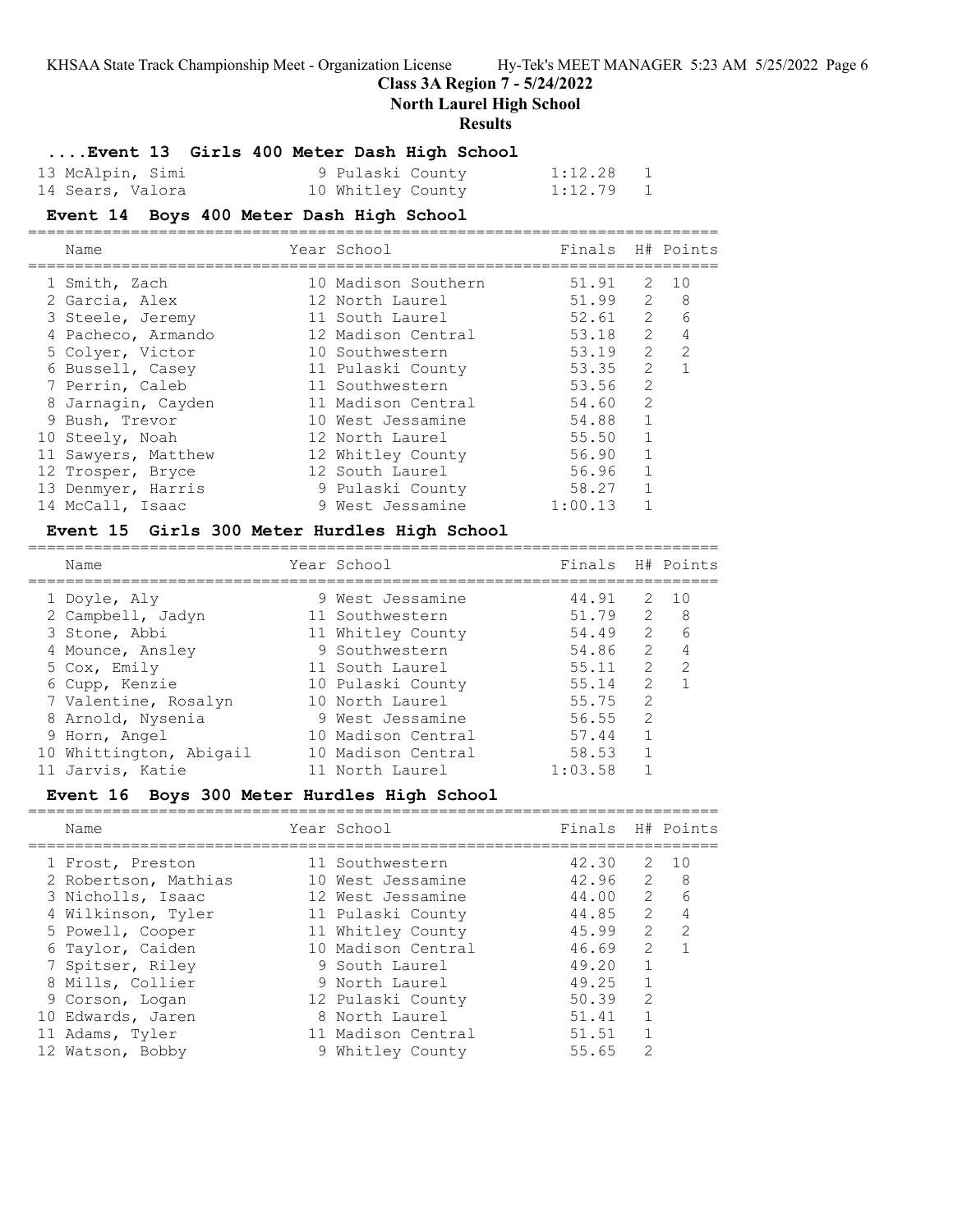**Class 3A Region 7 - 5/24/2022**

**North Laurel High School**

**Results**

## ....Event 13 Girls 400 Meter Dash High School

| | Name | Year | School | Finals | H# |
|---|---|---|---|---|---|
| 13 | McAlpin, Simi | 9 | Pulaski County | 1:12.28 | 1 |
| 14 | Sears, Valora | 10 | Whitley County | 1:12.79 | 1 |

## Event 14 Boys 400 Meter Dash High School

| | Name | Year | School | Finals | H# | Points |
|---|---|---|---|---|---|---|
| 1 | Smith, Zach | 10 | Madison Southern | 51.91 | 2 | 10 |
| 2 | Garcia, Alex | 12 | North Laurel | 51.99 | 2 | 8 |
| 3 | Steele, Jeremy | 11 | South Laurel | 52.61 | 2 | 6 |
| 4 | Pacheco, Armando | 12 | Madison Central | 53.18 | 2 | 4 |
| 5 | Colyer, Victor | 10 | Southwestern | 53.19 | 2 | 2 |
| 6 | Bussell, Casey | 11 | Pulaski County | 53.35 | 2 | 1 |
| 7 | Perrin, Caleb | 11 | Southwestern | 53.56 | 2 | |
| 8 | Jarnagin, Cayden | 11 | Madison Central | 54.60 | 2 | |
| 9 | Bush, Trevor | 10 | West Jessamine | 54.88 | 1 | |
| 10 | Steely, Noah | 12 | North Laurel | 55.50 | 1 | |
| 11 | Sawyers, Matthew | 12 | Whitley County | 56.90 | 1 | |
| 12 | Trosper, Bryce | 12 | South Laurel | 56.96 | 1 | |
| 13 | Denmyer, Harris | 9 | Pulaski County | 58.27 | 1 | |
| 14 | McCall, Isaac | 9 | West Jessamine | 1:00.13 | 1 | |

## Event 15 Girls 300 Meter Hurdles High School

| | Name | Year | School | Finals | H# | Points |
|---|---|---|---|---|---|---|
| 1 | Doyle, Aly | 9 | West Jessamine | 44.91 | 2 | 10 |
| 2 | Campbell, Jadyn | 11 | Southwestern | 51.79 | 2 | 8 |
| 3 | Stone, Abbi | 11 | Whitley County | 54.49 | 2 | 6 |
| 4 | Mounce, Ansley | 9 | Southwestern | 54.86 | 2 | 4 |
| 5 | Cox, Emily | 11 | South Laurel | 55.11 | 2 | 2 |
| 6 | Cupp, Kenzie | 10 | Pulaski County | 55.14 | 2 | 1 |
| 7 | Valentine, Rosalyn | 10 | North Laurel | 55.75 | 2 | |
| 8 | Arnold, Nysenia | 9 | West Jessamine | 56.55 | 2 | |
| 9 | Horn, Angel | 10 | Madison Central | 57.44 | 1 | |
| 10 | Whittington, Abigail | 10 | Madison Central | 58.53 | 1 | |
| 11 | Jarvis, Katie | 11 | North Laurel | 1:03.58 | 1 | |

## Event 16 Boys 300 Meter Hurdles High School

| | Name | Year | School | Finals | H# | Points |
|---|---|---|---|---|---|---|
| 1 | Frost, Preston | 11 | Southwestern | 42.30 | 2 | 10 |
| 2 | Robertson, Mathias | 10 | West Jessamine | 42.96 | 2 | 8 |
| 3 | Nicholls, Isaac | 12 | West Jessamine | 44.00 | 2 | 6 |
| 4 | Wilkinson, Tyler | 11 | Pulaski County | 44.85 | 2 | 4 |
| 5 | Powell, Cooper | 11 | Whitley County | 45.99 | 2 | 2 |
| 6 | Taylor, Caiden | 10 | Madison Central | 46.69 | 2 | 1 |
| 7 | Spitser, Riley | 9 | South Laurel | 49.20 | 1 | |
| 8 | Mills, Collier | 9 | North Laurel | 49.25 | 1 | |
| 9 | Corson, Logan | 12 | Pulaski County | 50.39 | 2 | |
| 10 | Edwards, Jaren | 8 | North Laurel | 51.41 | 1 | |
| 11 | Adams, Tyler | 11 | Madison Central | 51.51 | 1 | |
| 12 | Watson, Bobby | 9 | Whitley County | 55.65 | 2 | |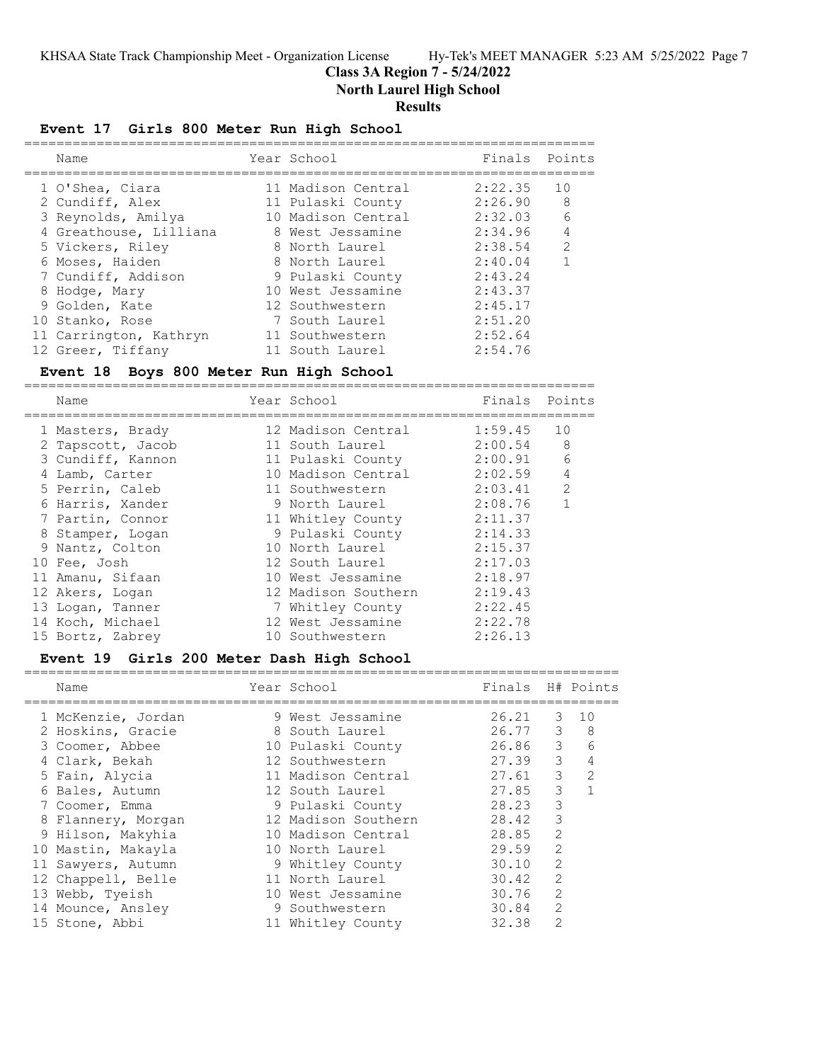**Class 3A Region 7 - 5/24/2022**

**North Laurel High School**

**Results**

### Event 17 Girls 800 Meter Run High School

| | Name | Year | School | Finals | Points |
|---|---|---|---|---|---|
| 1 | O'Shea, Ciara | 11 | Madison Central | 2:22.35 | 10 |
| 2 | Cundiff, Alex | 11 | Pulaski County | 2:26.90 | 8 |
| 3 | Reynolds, Amilya | 10 | Madison Central | 2:32.03 | 6 |
| 4 | Greathouse, Lilliana | 8 | West Jessamine | 2:34.96 | 4 |
| 5 | Vickers, Riley | 8 | North Laurel | 2:38.54 | 2 |
| 6 | Moses, Haiden | 8 | North Laurel | 2:40.04 | 1 |
| 7 | Cundiff, Addison | 9 | Pulaski County | 2:43.24 | |
| 8 | Hodge, Mary | 10 | West Jessamine | 2:43.37 | |
| 9 | Golden, Kate | 12 | Southwestern | 2:45.17 | |
| 10 | Stanko, Rose | 7 | South Laurel | 2:51.20 | |
| 11 | Carrington, Kathryn | 11 | Southwestern | 2:52.64 | |
| 12 | Greer, Tiffany | 11 | South Laurel | 2:54.76 | |

### Event 18 Boys 800 Meter Run High School

| | Name | Year | School | Finals | Points |
|---|---|---|---|---|---|
| 1 | Masters, Brady | 12 | Madison Central | 1:59.45 | 10 |
| 2 | Tapscott, Jacob | 11 | South Laurel | 2:00.54 | 8 |
| 3 | Cundiff, Kannon | 11 | Pulaski County | 2:00.91 | 6 |
| 4 | Lamb, Carter | 10 | Madison Central | 2:02.59 | 4 |
| 5 | Perrin, Caleb | 11 | Southwestern | 2:03.41 | 2 |
| 6 | Harris, Xander | 9 | North Laurel | 2:08.76 | 1 |
| 7 | Partin, Connor | 11 | Whitley County | 2:11.37 | |
| 8 | Stamper, Logan | 9 | Pulaski County | 2:14.33 | |
| 9 | Nantz, Colton | 10 | North Laurel | 2:15.37 | |
| 10 | Fee, Josh | 12 | South Laurel | 2:17.03 | |
| 11 | Amanu, Sifaan | 10 | West Jessamine | 2:18.97 | |
| 12 | Akers, Logan | 12 | Madison Southern | 2:19.43 | |
| 13 | Logan, Tanner | 7 | Whitley County | 2:22.45 | |
| 14 | Koch, Michael | 12 | West Jessamine | 2:22.78 | |
| 15 | Bortz, Zabrey | 10 | Southwestern | 2:26.13 | |

### Event 19 Girls 200 Meter Dash High School

| | Name | Year | School | Finals | H# | Points |
|---|---|---|---|---|---|---|
| 1 | McKenzie, Jordan | 9 | West Jessamine | 26.21 | 3 | 10 |
| 2 | Hoskins, Gracie | 8 | South Laurel | 26.77 | 3 | 8 |
| 3 | Coomer, Abbee | 10 | Pulaski County | 26.86 | 3 | 6 |
| 4 | Clark, Bekah | 12 | Southwestern | 27.39 | 3 | 4 |
| 5 | Fain, Alycia | 11 | Madison Central | 27.61 | 3 | 2 |
| 6 | Bales, Autumn | 12 | South Laurel | 27.85 | 3 | 1 |
| 7 | Coomer, Emma | 9 | Pulaski County | 28.23 | 3 | |
| 8 | Flannery, Morgan | 12 | Madison Southern | 28.42 | 3 | |
| 9 | Hilson, Makyhia | 10 | Madison Central | 28.85 | 2 | |
| 10 | Mastin, Makayla | 10 | North Laurel | 29.59 | 2 | |
| 11 | Sawyers, Autumn | 9 | Whitley County | 30.10 | 2 | |
| 12 | Chappell, Belle | 11 | North Laurel | 30.42 | 2 | |
| 13 | Webb, Tyeish | 10 | West Jessamine | 30.76 | 2 | |
| 14 | Mounce, Ansley | 9 | Southwestern | 30.84 | 2 | |
| 15 | Stone, Abbi | 11 | Whitley County | 32.38 | 2 | |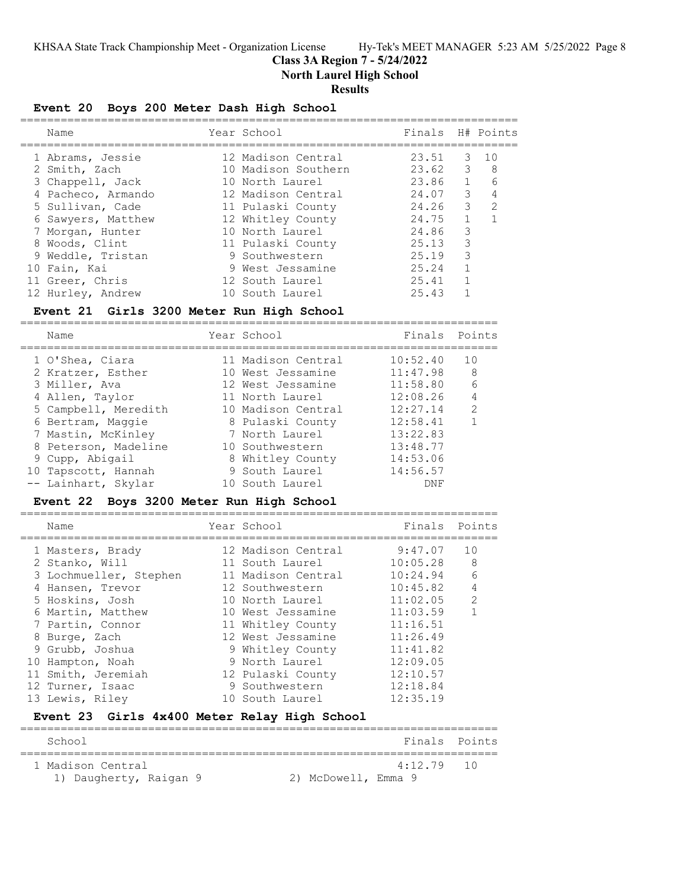## Class 3A Region 7 - 5/24/2022
## North Laurel High School
## Results

### Event 20 Boys 200 Meter Dash High School

| | Name | Year | School | Finals | H# | Points |
|---|---|---|---|---|---|---|
| 1 | Abrams, Jessie | 12 | Madison Central | 23.51 | 3 | 10 |
| 2 | Smith, Zach | 10 | Madison Southern | 23.62 | 3 | 8 |
| 3 | Chappell, Jack | 10 | North Laurel | 23.86 | 1 | 6 |
| 4 | Pacheco, Armando | 12 | Madison Central | 24.07 | 3 | 4 |
| 5 | Sullivan, Cade | 11 | Pulaski County | 24.26 | 3 | 2 |
| 6 | Sawyers, Matthew | 12 | Whitley County | 24.75 | 1 | 1 |
| 7 | Morgan, Hunter | 10 | North Laurel | 24.86 | 3 | |
| 8 | Woods, Clint | 11 | Pulaski County | 25.13 | 3 | |
| 9 | Weddle, Tristan | 9 | Southwestern | 25.19 | 3 | |
| 10 | Fain, Kai | 9 | West Jessamine | 25.24 | 1 | |
| 11 | Greer, Chris | 12 | South Laurel | 25.41 | 1 | |
| 12 | Hurley, Andrew | 10 | South Laurel | 25.43 | 1 | |

### Event 21 Girls 3200 Meter Run High School

| | Name | Year | School | Finals | Points |
|---|---|---|---|---|---|
| 1 | O'Shea, Ciara | 11 | Madison Central | 10:52.40 | 10 |
| 2 | Kratzer, Esther | 10 | West Jessamine | 11:47.98 | 8 |
| 3 | Miller, Ava | 12 | West Jessamine | 11:58.80 | 6 |
| 4 | Allen, Taylor | 11 | North Laurel | 12:08.26 | 4 |
| 5 | Campbell, Meredith | 10 | Madison Central | 12:27.14 | 2 |
| 6 | Bertram, Maggie | 8 | Pulaski County | 12:58.41 | 1 |
| 7 | Mastin, McKinley | 7 | North Laurel | 13:22.83 | |
| 8 | Peterson, Madeline | 10 | Southwestern | 13:48.77 | |
| 9 | Cupp, Abigail | 8 | Whitley County | 14:53.06 | |
| 10 | Tapscott, Hannah | 9 | South Laurel | 14:56.57 | |
| -- | Lainhart, Skylar | 10 | South Laurel | DNF | |

### Event 22 Boys 3200 Meter Run High School

| | Name | Year | School | Finals | Points |
|---|---|---|---|---|---|
| 1 | Masters, Brady | 12 | Madison Central | 9:47.07 | 10 |
| 2 | Stanko, Will | 11 | South Laurel | 10:05.28 | 8 |
| 3 | Lochmueller, Stephen | 11 | Madison Central | 10:24.94 | 6 |
| 4 | Hansen, Trevor | 12 | Southwestern | 10:45.82 | 4 |
| 5 | Hoskins, Josh | 10 | North Laurel | 11:02.05 | 2 |
| 6 | Martin, Matthew | 10 | West Jessamine | 11:03.59 | 1 |
| 7 | Partin, Connor | 11 | Whitley County | 11:16.51 | |
| 8 | Burge, Zach | 12 | West Jessamine | 11:26.49 | |
| 9 | Grubb, Joshua | 9 | Whitley County | 11:41.82 | |
| 10 | Hampton, Noah | 9 | North Laurel | 12:09.05 | |
| 11 | Smith, Jeremiah | 12 | Pulaski County | 12:10.57 | |
| 12 | Turner, Isaac | 9 | Southwestern | 12:18.84 | |
| 13 | Lewis, Riley | 10 | South Laurel | 12:35.19 | |

### Event 23 Girls 4x400 Meter Relay High School

| | School | Finals | Points |
|---|---|---|---|
| 1 | Madison Central | 4:12.79 | 10 |

1) Daugherty, Raigan 9 2) McDowell, Emma 9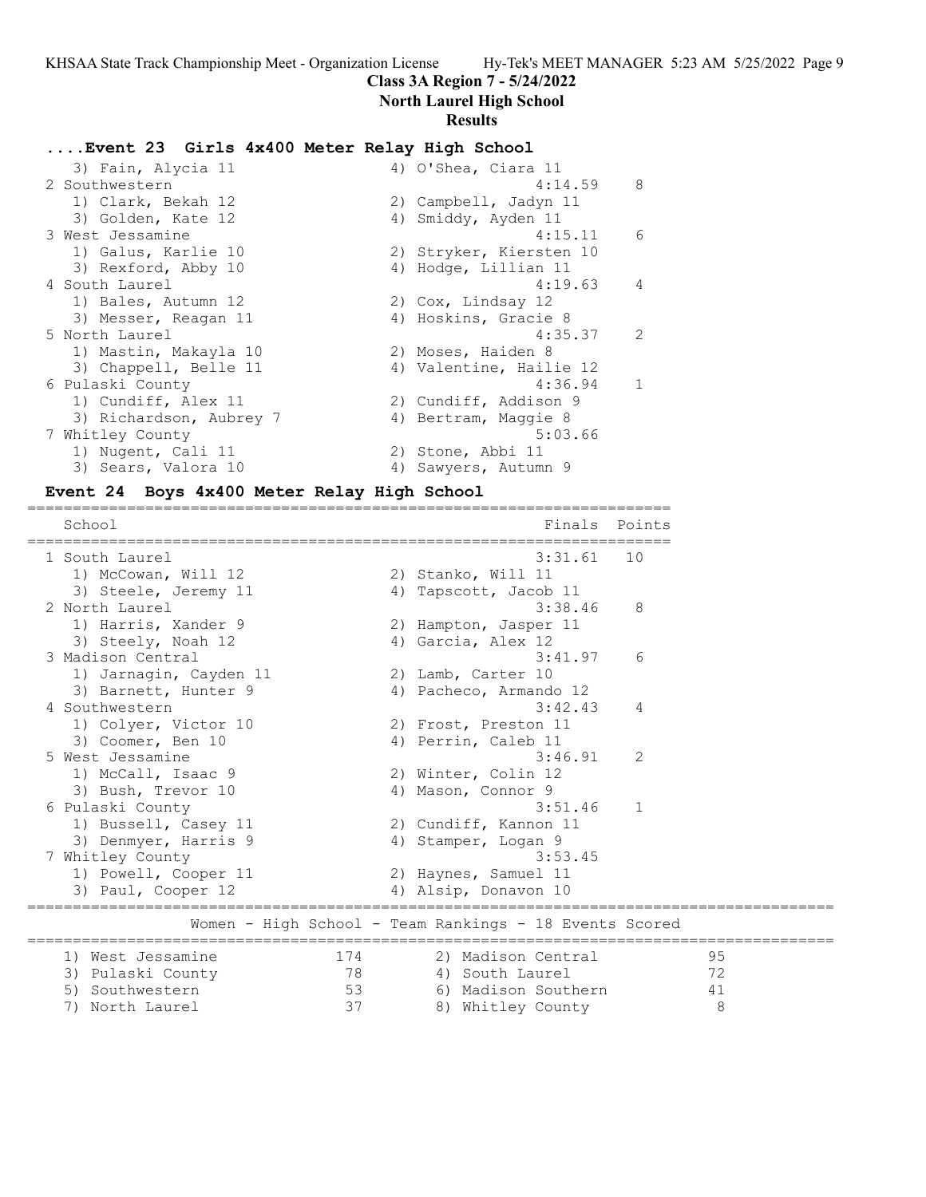# Class 3A Region 7 - 5/24/2022

## North Laurel High School

## Results

### ....Event 23 Girls 4x400 Meter Relay High School

| School | | Finals | Points |
|---|---|---|---|
| | 3) Fain, Alycia 11 | 4) O'Shea, Ciara 11 | |
| 2 Southwestern | | 4:14.59 | 8 |
| | 1) Clark, Bekah 12 | 2) Campbell, Jadyn 11 | |
| | 3) Golden, Kate 12 | 4) Smiddy, Ayden 11 | |
| 3 West Jessamine | | 4:15.11 | 6 |
| | 1) Galus, Karlie 10 | 2) Stryker, Kiersten 10 | |
| | 3) Rexford, Abby 10 | 4) Hodge, Lillian 11 | |
| 4 South Laurel | | 4:19.63 | 4 |
| | 1) Bales, Autumn 12 | 2) Cox, Lindsay 12 | |
| | 3) Messer, Reagan 11 | 4) Hoskins, Gracie 8 | |
| 5 North Laurel | | 4:35.37 | 2 |
| | 1) Mastin, Makayla 10 | 2) Moses, Haiden 8 | |
| | 3) Chappell, Belle 11 | 4) Valentine, Hailie 12 | |
| 6 Pulaski County | | 4:36.94 | 1 |
| | 1) Cundiff, Alex 11 | 2) Cundiff, Addison 9 | |
| | 3) Richardson, Aubrey 7 | 4) Bertram, Maggie 8 | |
| 7 Whitley County | | 5:03.66 | |
| | 1) Nugent, Cali 11 | 2) Stone, Abbi 11 | |
| | 3) Sears, Valora 10 | 4) Sawyers, Autumn 9 | |

### Event 24 Boys 4x400 Meter Relay High School

| School | | Finals | Points |
|---|---|---|---|
| 1 South Laurel | | 3:31.61 | 10 |
| | 1) McCowan, Will 12 | 2) Stanko, Will 11 | |
| | 3) Steele, Jeremy 11 | 4) Tapscott, Jacob 11 | |
| 2 North Laurel | | 3:38.46 | 8 |
| | 1) Harris, Xander 9 | 2) Hampton, Jasper 11 | |
| | 3) Steely, Noah 12 | 4) Garcia, Alex 12 | |
| 3 Madison Central | | 3:41.97 | 6 |
| | 1) Jarnagin, Cayden 11 | 2) Lamb, Carter 10 | |
| | 3) Barnett, Hunter 9 | 4) Pacheco, Armando 12 | |
| 4 Southwestern | | 3:42.43 | 4 |
| | 1) Colyer, Victor 10 | 2) Frost, Preston 11 | |
| | 3) Coomer, Ben 10 | 4) Perrin, Caleb 11 | |
| 5 West Jessamine | | 3:46.91 | 2 |
| | 1) McCall, Isaac 9 | 2) Winter, Colin 12 | |
| | 3) Bush, Trevor 10 | 4) Mason, Connor 9 | |
| 6 Pulaski County | | 3:51.46 | 1 |
| | 1) Bussell, Casey 11 | 2) Cundiff, Kannon 11 | |
| | 3) Denmyer, Harris 9 | 4) Stamper, Logan 9 | |
| 7 Whitley County | | 3:53.45 | |
| | 1) Powell, Cooper 11 | 2) Haynes, Samuel 11 | |
| | 3) Paul, Cooper 12 | 4) Alsip, Donavon 10 | |

### Women - High School - Team Rankings - 18 Events Scored

| | | | |
|---|---|---|---|
| 1) West Jessamine | 174 | 2) Madison Central | 95 |
| 3) Pulaski County | 78 | 4) South Laurel | 72 |
| 5) Southwestern | 53 | 6) Madison Southern | 41 |
| 7) North Laurel | 37 | 8) Whitley County | 8 |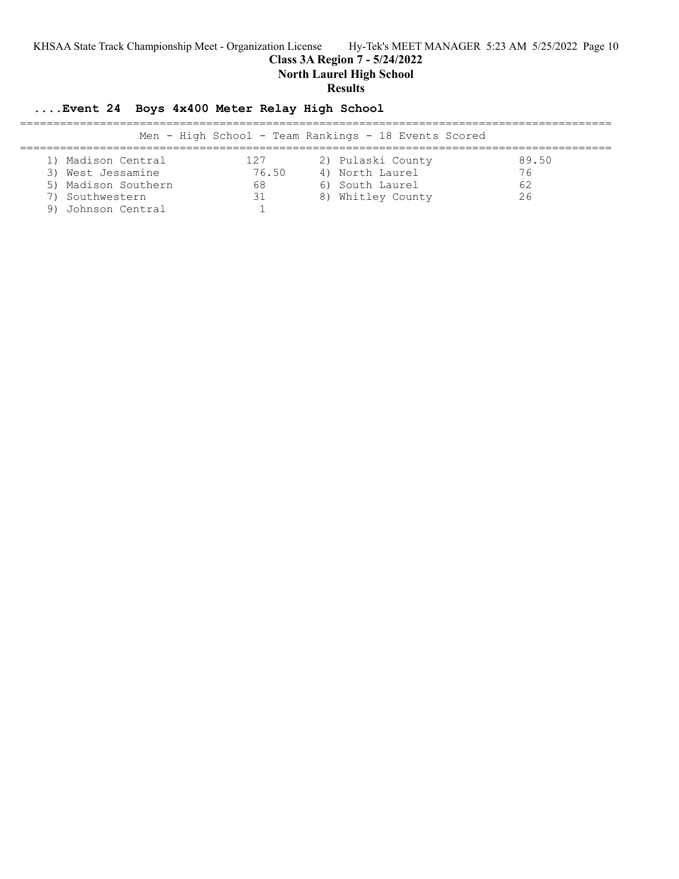#### ....Event 24 Boys 4x400 Meter Relay High School

Men - High School - Team Rankings - 18 Events Scored

| | | | |
|---|---|---|---|
| 1) Madison Central | 127 | 2) Pulaski County | 89.50 |
| 3) West Jessamine | 76.50 | 4) North Laurel | 76 |
| 5) Madison Southern | 68 | 6) South Laurel | 62 |
| 7) Southwestern | 31 | 8) Whitley County | 26 |
| 9) Johnson Central | 1 | | |